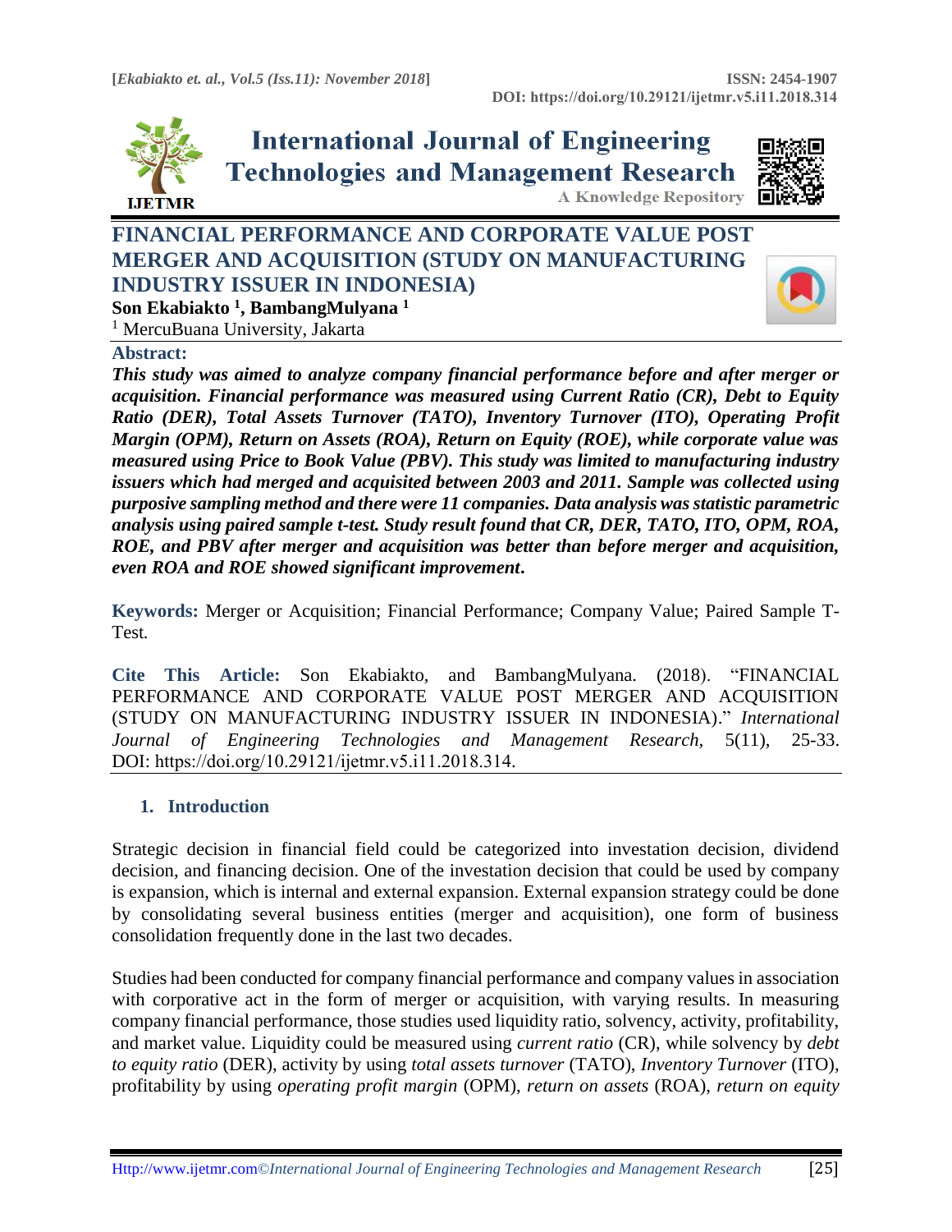# FINANCIAL PERFORMANCE AND CORPORATE VALUE POST MERGER AND ACQUISITION (STUDY ON MANUFACTURING INDUSTRY ISSUER IN INDONESIA)

**Son Ekabiakto [1], BambangMulyana [1]**

[1] MercuBuana University, Jakarta

**Abstract:**

***This study was aimed to analyze company financial performance before and after merger or acquisition. Financial performance was measured using Current Ratio (CR), Debt to Equity Ratio (DER), Total Assets Turnover (TATO), Inventory Turnover (ITO), Operating Profit Margin (OPM), Return on Assets (ROA), Return on Equity (ROE), while corporate value was measured using Price to Book Value (PBV). This study was limited to manufacturing industry issuers which had merged and acquisited between 2003 and 2011. Sample was collected using purposive sampling method and there were 11 companies. Data analysis was statistic parametric analysis using paired sample t-test. Study result found that CR, DER, TATO, ITO, OPM, ROA, ROE, and PBV after merger and acquisition was better than before merger and acquisition, even ROA and ROE showed significant improvement*.**

**Keywords:** Merger or Acquisition; Financial Performance; Company Value; Paired Sample T-Test*.*

**Cite This Article:** Son Ekabiakto, and BambangMulyana. (2018). "FINANCIAL PERFORMANCE AND CORPORATE VALUE POST MERGER AND ACQUISITION (STUDY ON MANUFACTURING INDUSTRY ISSUER IN INDONESIA)." *International Journal of Engineering Technologies and Management Research,* 5(11), 25-33. DOI: https://doi.org/10.29121/ijetmr.v5.i11.2018.314.

## 1. Introduction

Strategic decision in financial field could be categorized into investation decision, dividend decision, and financing decision. One of the investation decision that could be used by company is expansion, which is internal and external expansion. External expansion strategy could be done by consolidating several business entities (merger and acquisition), one form of business consolidation frequently done in the last two decades.

Studies had been conducted for company financial performance and company values in association with corporative act in the form of merger or acquisition, with varying results. In measuring company financial performance, those studies used liquidity ratio, solvency, activity, profitability, and market value. Liquidity could be measured using *current ratio* (CR), while solvency by *debt to equity ratio* (DER), activity by using *total assets turnover* (TATO), *Inventory Turnover* (ITO), profitability by using *operating profit margin* (OPM), *return on assets* (ROA), *return on equity*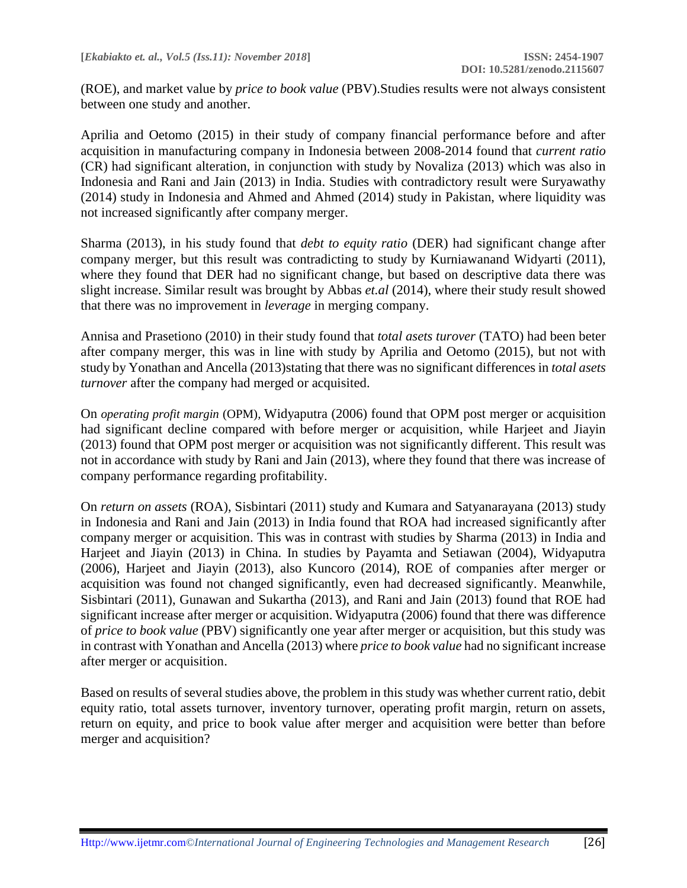(ROE), and market value by *price to book value* (PBV).Studies results were not always consistent between one study and another.

Aprilia and Oetomo (2015) in their study of company financial performance before and after acquisition in manufacturing company in Indonesia between 2008-2014 found that *current ratio* (CR) had significant alteration, in conjunction with study by Novaliza (2013) which was also in Indonesia and Rani and Jain (2013) in India. Studies with contradictory result were Suryawathy (2014) study in Indonesia and Ahmed and Ahmed (2014) study in Pakistan, where liquidity was not increased significantly after company merger.

Sharma (2013), in his study found that *debt to equity ratio* (DER) had significant change after company merger, but this result was contradicting to study by Kurniawanand Widyarti (2011), where they found that DER had no significant change, but based on descriptive data there was slight increase. Similar result was brought by Abbas *et.al* (2014), where their study result showed that there was no improvement in *leverage* in merging company.

Annisa and Prasetiono (2010) in their study found that *total asets turover* (TATO) had been beter after company merger, this was in line with study by Aprilia and Oetomo (2015), but not with study by Yonathan and Ancella (2013)stating that there was no significant differences in *total asets turnover* after the company had merged or acquisited.

On *operating profit margin* (OPM), Widyaputra (2006) found that OPM post merger or acquisition had significant decline compared with before merger or acquisition, while Harjeet and Jiayin (2013) found that OPM post merger or acquisition was not significantly different. This result was not in accordance with study by Rani and Jain (2013), where they found that there was increase of company performance regarding profitability.

On *return on assets* (ROA), Sisbintari (2011) study and Kumara and Satyanarayana (2013) study in Indonesia and Rani and Jain (2013) in India found that ROA had increased significantly after company merger or acquisition. This was in contrast with studies by Sharma (2013) in India and Harjeet and Jiayin (2013) in China. In studies by Payamta and Setiawan (2004), Widyaputra (2006), Harjeet and Jiayin (2013), also Kuncoro (2014), ROE of companies after merger or acquisition was found not changed significantly, even had decreased significantly. Meanwhile, Sisbintari (2011), Gunawan and Sukartha (2013), and Rani and Jain (2013) found that ROE had significant increase after merger or acquisition. Widyaputra (2006) found that there was difference of *price to book value* (PBV) significantly one year after merger or acquisition, but this study was in contrast with Yonathan and Ancella (2013) where *price to book value* had no significant increase after merger or acquisition.

Based on results of several studies above, the problem in this study was whether current ratio, debit equity ratio, total assets turnover, inventory turnover, operating profit margin, return on assets, return on equity, and price to book value after merger and acquisition were better than before merger and acquisition?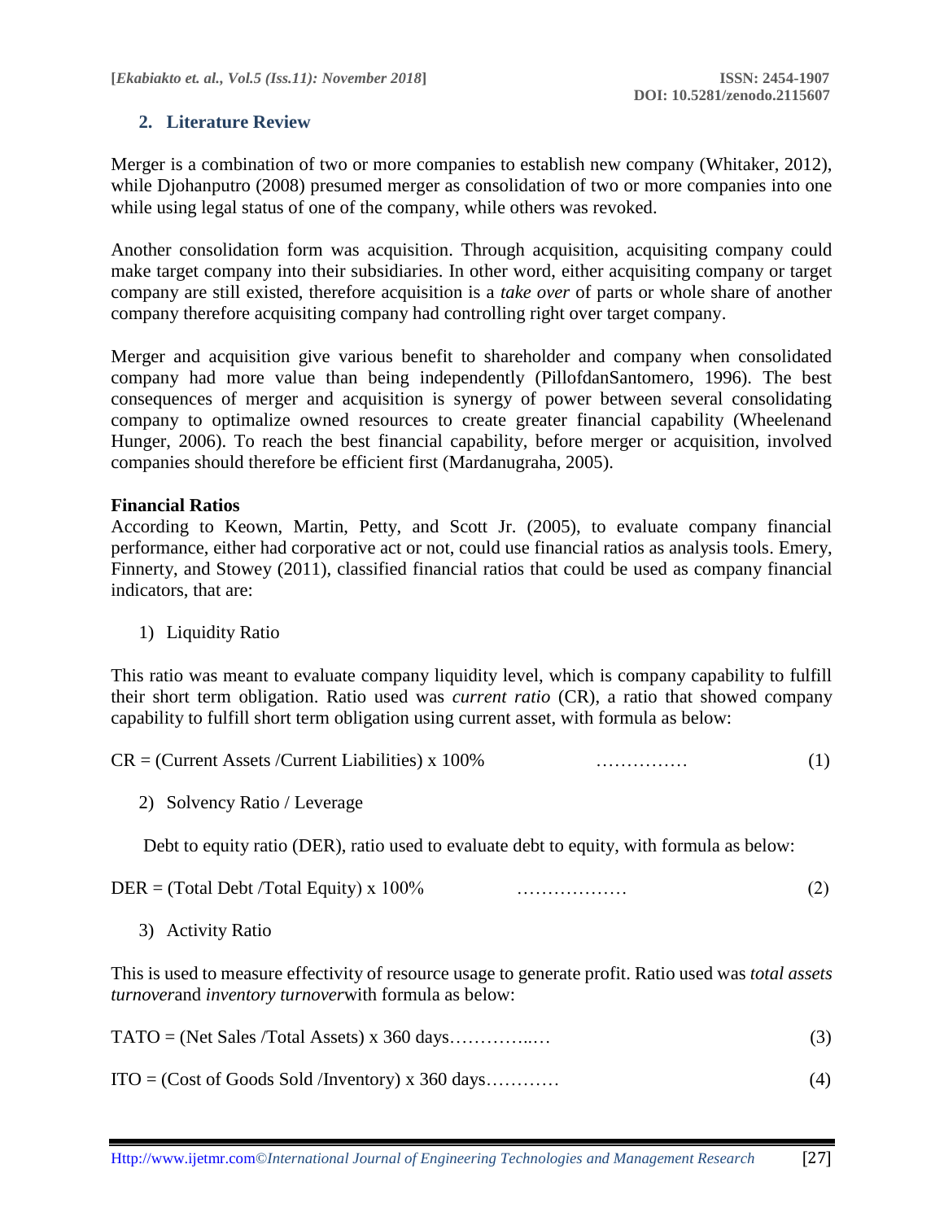## 2. Literature Review

Merger is a combination of two or more companies to establish new company (Whitaker, 2012), while Djohanputro (2008) presumed merger as consolidation of two or more companies into one while using legal status of one of the company, while others was revoked.

Another consolidation form was acquisition. Through acquisition, acquisiting company could make target company into their subsidiaries. In other word, either acquisiting company or target company are still existed, therefore acquisition is a *take over* of parts or whole share of another company therefore acquisiting company had controlling right over target company.

Merger and acquisition give various benefit to shareholder and company when consolidated company had more value than being independently (PillofdanSantomero, 1996). The best consequences of merger and acquisition is synergy of power between several consolidating company to optimalize owned resources to create greater financial capability (Wheelenand Hunger, 2006). To reach the best financial capability, before merger or acquisition, involved companies should therefore be efficient first (Mardanugraha, 2005).

**Financial Ratios**

According to Keown, Martin, Petty, and Scott Jr. (2005), to evaluate company financial performance, either had corporative act or not, could use financial ratios as analysis tools. Emery, Finnerty, and Stowey (2011), classified financial ratios that could be used as company financial indicators, that are:

1) Liquidity Ratio

This ratio was meant to evaluate company liquidity level, which is company capability to fulfill their short term obligation. Ratio used was *current ratio* (CR), a ratio that showed company capability to fulfill short term obligation using current asset, with formula as below:

$$CR = (\text{Current Assets} / \text{Current Liabilities}) \times 100\% \quad \text{……………} \quad (1)$$

2) Solvency Ratio / Leverage

Debt to equity ratio (DER), ratio used to evaluate debt to equity, with formula as below:

$$DER = (\text{Total Debt} / \text{Total Equity}) \times 100\% \quad \text{………………} \quad (2)$$

3) Activity Ratio

This is used to measure effectivity of resource usage to generate profit. Ratio used was *total assets turnover*and *inventory turnover*with formula as below:

$$TATO = (\text{Net Sales} / \text{Total Assets}) \times 360 \text{ days} \text{…………..…} \quad (3)$$

$$ITO = (\text{Cost of Goods Sold} / \text{Inventory}) \times 360 \text{ days} \text{…………} \quad (4)$$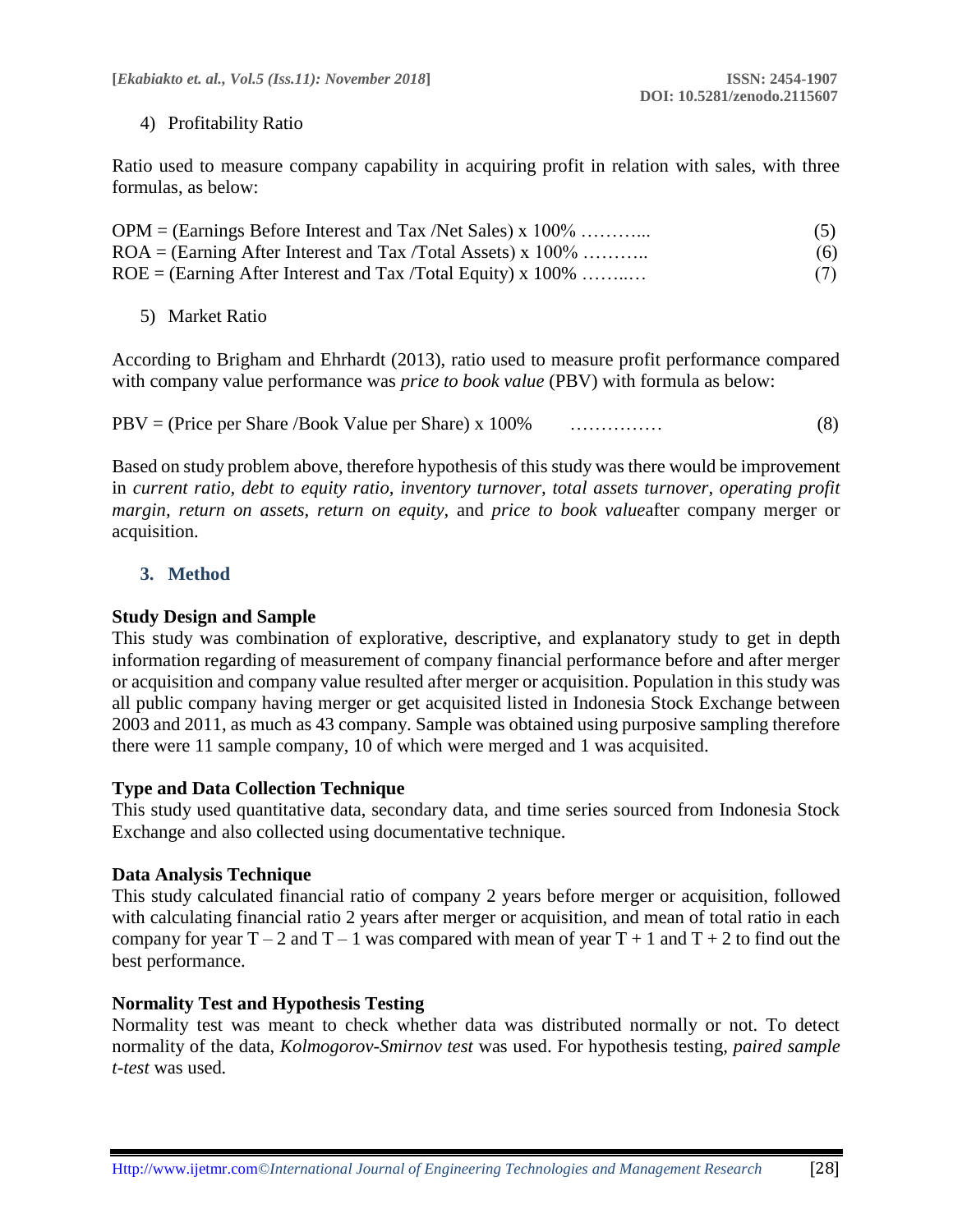4) Profitability Ratio

Ratio used to measure company capability in acquiring profit in relation with sales, with three formulas, as below:

$$\text{OPM} = (\text{Earnings Before Interest and Tax /Net Sales}) \times 100\% \quad (5)$$

$$\text{ROA} = (\text{Earning After Interest and Tax /Total Assets}) \times 100\% \quad (6)$$

$$\text{ROE} = (\text{Earning After Interest and Tax /Total Equity}) \times 100\% \quad (7)$$

5) Market Ratio

According to Brigham and Ehrhardt (2013), ratio used to measure profit performance compared with company value performance was *price to book value* (PBV) with formula as below:

$$\text{PBV} = (\text{Price per Share /Book Value per Share}) \times 100\% \quad (8)$$

Based on study problem above, therefore hypothesis of this study was there would be improvement in *current ratio, debt to equity ratio, inventory turnover, total assets turnover, operating profit margin, return on assets, return on equity,* and *price to book value*after company merger or acquisition.

## 3. Method

### Study Design and Sample

This study was combination of explorative, descriptive, and explanatory study to get in depth information regarding of measurement of company financial performance before and after merger or acquisition and company value resulted after merger or acquisition. Population in this study was all public company having merger or get acquisited listed in Indonesia Stock Exchange between 2003 and 2011, as much as 43 company. Sample was obtained using purposive sampling therefore there were 11 sample company, 10 of which were merged and 1 was acquisited.

### Type and Data Collection Technique

This study used quantitative data, secondary data, and time series sourced from Indonesia Stock Exchange and also collected using documentative technique.

### Data Analysis Technique

This study calculated financial ratio of company 2 years before merger or acquisition, followed with calculating financial ratio 2 years after merger or acquisition, and mean of total ratio in each company for year $T - 2$ and $T - 1$ was compared with mean of year $T + 1$ and $T + 2$ to find out the best performance.

### Normality Test and Hypothesis Testing

Normality test was meant to check whether data was distributed normally or not. To detect normality of the data, *Kolmogorov-Smirnov test* was used. For hypothesis testing, *paired sample t-test* was used.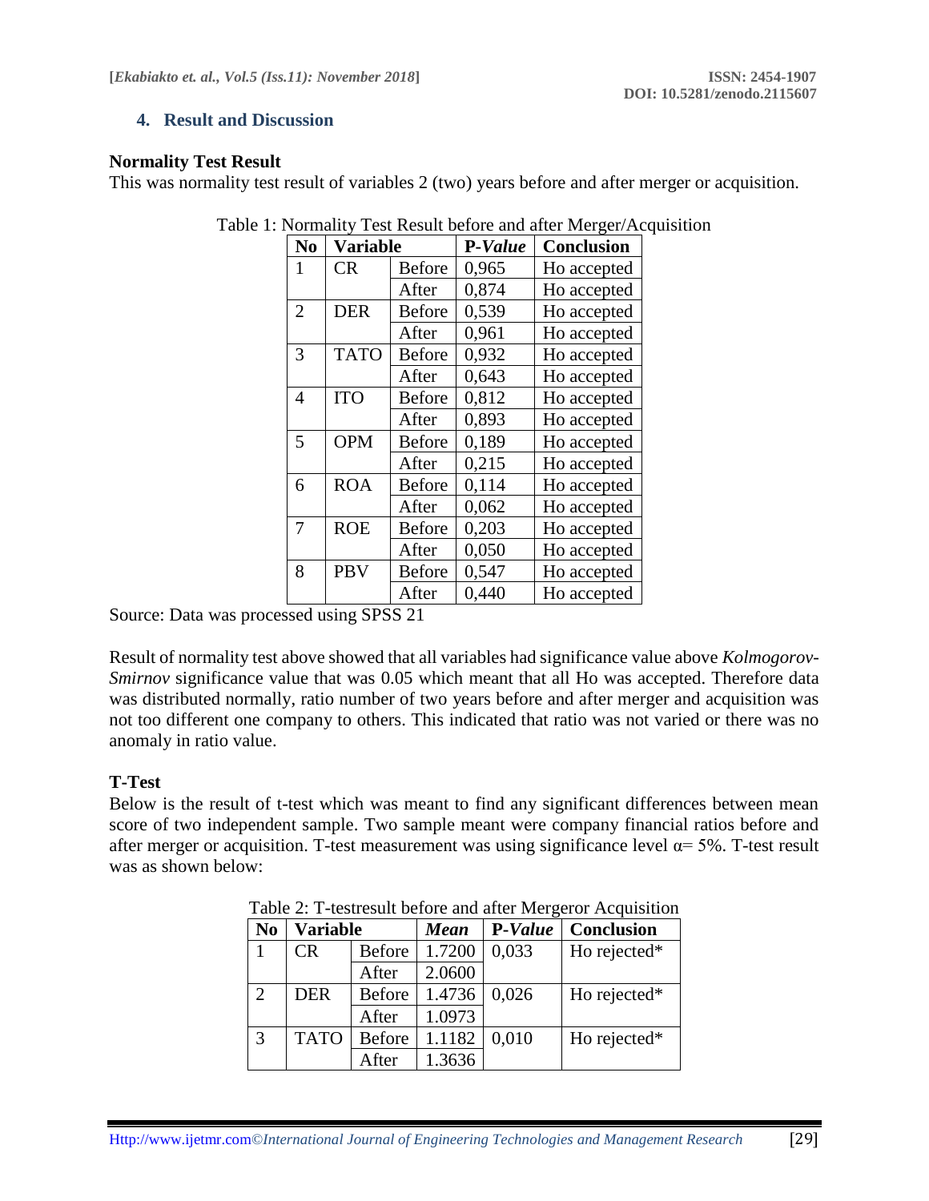## 4. Result and Discussion

**Normality Test Result**

This was normality test result of variables 2 (two) years before and after merger or acquisition.

Table 1: Normality Test Result before and after Merger/Acquisition

| No | Variable | | P-*Value* | Conclusion |
|---|---|---|---|---|
| 1 | CR | Before | 0,965 | Ho accepted |
| | | After | 0,874 | Ho accepted |
| 2 | DER | Before | 0,539 | Ho accepted |
| | | After | 0,961 | Ho accepted |
| 3 | TATO | Before | 0,932 | Ho accepted |
| | | After | 0,643 | Ho accepted |
| 4 | ITO | Before | 0,812 | Ho accepted |
| | | After | 0,893 | Ho accepted |
| 5 | OPM | Before | 0,189 | Ho accepted |
| | | After | 0,215 | Ho accepted |
| 6 | ROA | Before | 0,114 | Ho accepted |
| | | After | 0,062 | Ho accepted |
| 7 | ROE | Before | 0,203 | Ho accepted |
| | | After | 0,050 | Ho accepted |
| 8 | PBV | Before | 0,547 | Ho accepted |
| | | After | 0,440 | Ho accepted |

Source: Data was processed using SPSS 21

Result of normality test above showed that all variables had significance value above *Kolmogorov-Smirnov* significance value that was 0.05 which meant that all Ho was accepted. Therefore data was distributed normally, ratio number of two years before and after merger and acquisition was not too different one company to others. This indicated that ratio was not varied or there was no anomaly in ratio value.

**T-Test**

Below is the result of t-test which was meant to find any significant differences between mean score of two independent sample. Two sample meant were company financial ratios before and after merger or acquisition. T-test measurement was using significance level α= 5%. T-test result was as shown below:

Table 2: T-testresult before and after Mergeror Acquisition

| No | Variable | | *Mean* | P-*Value* | Conclusion |
|---|---|---|---|---|---|
| 1 | CR | Before | 1.7200 | 0,033 | Ho rejected* |
| | | After | 2.0600 | | |
| 2 | DER | Before | 1.4736 | 0,026 | Ho rejected* |
| | | After | 1.0973 | | |
| 3 | TATO | Before | 1.1182 | 0,010 | Ho rejected* |
| | | After | 1.3636 | | |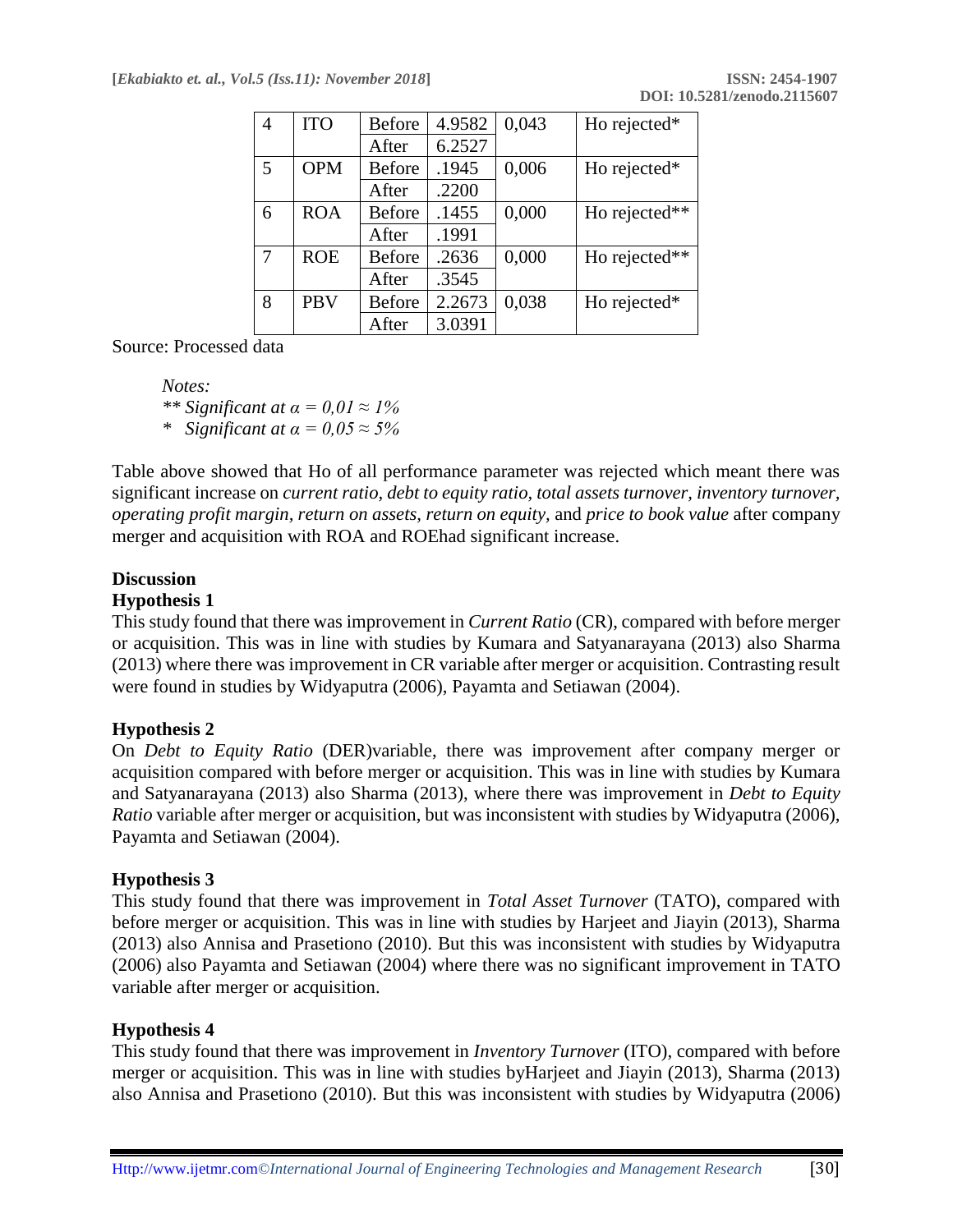| 4 | ITO | Before | 4.9582 | 0,043 | Ho rejected* |
|---|---|---|---|---|---|
| | | After | 6.2527 | | |
| 5 | OPM | Before | .1945 | 0,006 | Ho rejected* |
| | | After | .2200 | | |
| 6 | ROA | Before | .1455 | 0,000 | Ho rejected** |
| | | After | .1991 | | |
| 7 | ROE | Before | .2636 | 0,000 | Ho rejected** |
| | | After | .3545 | | |
| 8 | PBV | Before | 2.2673 | 0,038 | Ho rejected* |
| | | After | 3.0391 | | |

Source: Processed data

*Notes:*
*** Significant at α = 0,01 ≈ 1%*
** Significant at α = 0,05 ≈ 5%*

Table above showed that Ho of all performance parameter was rejected which meant there was significant increase on *current ratio, debt to equity ratio, total assets turnover, inventory turnover, operating profit margin, return on assets, return on equity,* and *price to book value* after company merger and acquisition with ROA and ROEhad significant increase.

**Discussion**

**Hypothesis 1**

This study found that there was improvement in *Current Ratio* (CR), compared with before merger or acquisition. This was in line with studies by Kumara and Satyanarayana (2013) also Sharma (2013) where there was improvement in CR variable after merger or acquisition. Contrasting result were found in studies by Widyaputra (2006), Payamta and Setiawan (2004).

**Hypothesis 2**

On *Debt to Equity Ratio* (DER)variable, there was improvement after company merger or acquisition compared with before merger or acquisition. This was in line with studies by Kumara and Satyanarayana (2013) also Sharma (2013), where there was improvement in *Debt to Equity Ratio* variable after merger or acquisition, but was inconsistent with studies by Widyaputra (2006), Payamta and Setiawan (2004).

**Hypothesis 3**

This study found that there was improvement in *Total Asset Turnover* (TATO), compared with before merger or acquisition. This was in line with studies by Harjeet and Jiayin (2013), Sharma (2013) also Annisa and Prasetiono (2010). But this was inconsistent with studies by Widyaputra (2006) also Payamta and Setiawan (2004) where there was no significant improvement in TATO variable after merger or acquisition.

**Hypothesis 4**

This study found that there was improvement in *Inventory Turnover* (ITO), compared with before merger or acquisition. This was in line with studies byHarjeet and Jiayin (2013), Sharma (2013) also Annisa and Prasetiono (2010). But this was inconsistent with studies by Widyaputra (2006)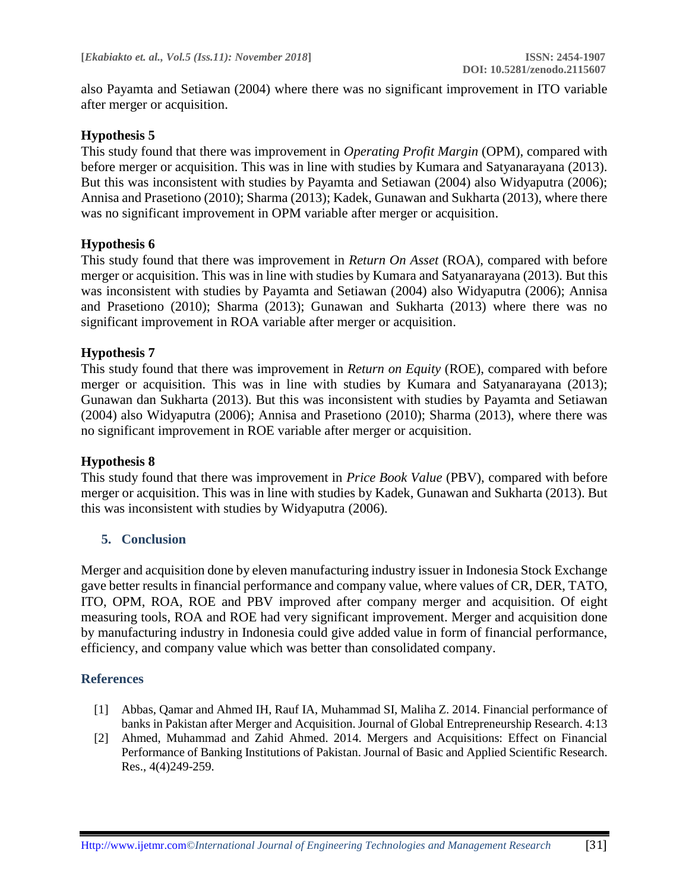also Payamta and Setiawan (2004) where there was no significant improvement in ITO variable after merger or acquisition.

### Hypothesis 5

This study found that there was improvement in *Operating Profit Margin* (OPM), compared with before merger or acquisition. This was in line with studies by Kumara and Satyanarayana (2013). But this was inconsistent with studies by Payamta and Setiawan (2004) also Widyaputra (2006); Annisa and Prasetiono (2010); Sharma (2013); Kadek, Gunawan and Sukharta (2013), where there was no significant improvement in OPM variable after merger or acquisition.

### Hypothesis 6

This study found that there was improvement in *Return On Asset* (ROA), compared with before merger or acquisition. This was in line with studies by Kumara and Satyanarayana (2013). But this was inconsistent with studies by Payamta and Setiawan (2004) also Widyaputra (2006); Annisa and Prasetiono (2010); Sharma (2013); Gunawan and Sukharta (2013) where there was no significant improvement in ROA variable after merger or acquisition.

### Hypothesis 7

This study found that there was improvement in *Return on Equity* (ROE), compared with before merger or acquisition. This was in line with studies by Kumara and Satyanarayana (2013); Gunawan dan Sukharta (2013). But this was inconsistent with studies by Payamta and Setiawan (2004) also Widyaputra (2006); Annisa and Prasetiono (2010); Sharma (2013), where there was no significant improvement in ROE variable after merger or acquisition.

### Hypothesis 8

This study found that there was improvement in *Price Book Value* (PBV), compared with before merger or acquisition. This was in line with studies by Kadek, Gunawan and Sukharta (2013). But this was inconsistent with studies by Widyaputra (2006).

## 5. Conclusion

Merger and acquisition done by eleven manufacturing industry issuer in Indonesia Stock Exchange gave better results in financial performance and company value, where values of CR, DER, TATO, ITO, OPM, ROA, ROE and PBV improved after company merger and acquisition. Of eight measuring tools, ROA and ROE had very significant improvement. Merger and acquisition done by manufacturing industry in Indonesia could give added value in form of financial performance, efficiency, and company value which was better than consolidated company.

## References

[1] Abbas, Qamar and Ahmed IH, Rauf IA, Muhammad SI, Maliha Z. 2014. Financial performance of banks in Pakistan after Merger and Acquisition. Journal of Global Entrepreneurship Research. 4:13

[2] Ahmed, Muhammad and Zahid Ahmed. 2014. Mergers and Acquisitions: Effect on Financial Performance of Banking Institutions of Pakistan. Journal of Basic and Applied Scientific Research. Res., 4(4)249-259.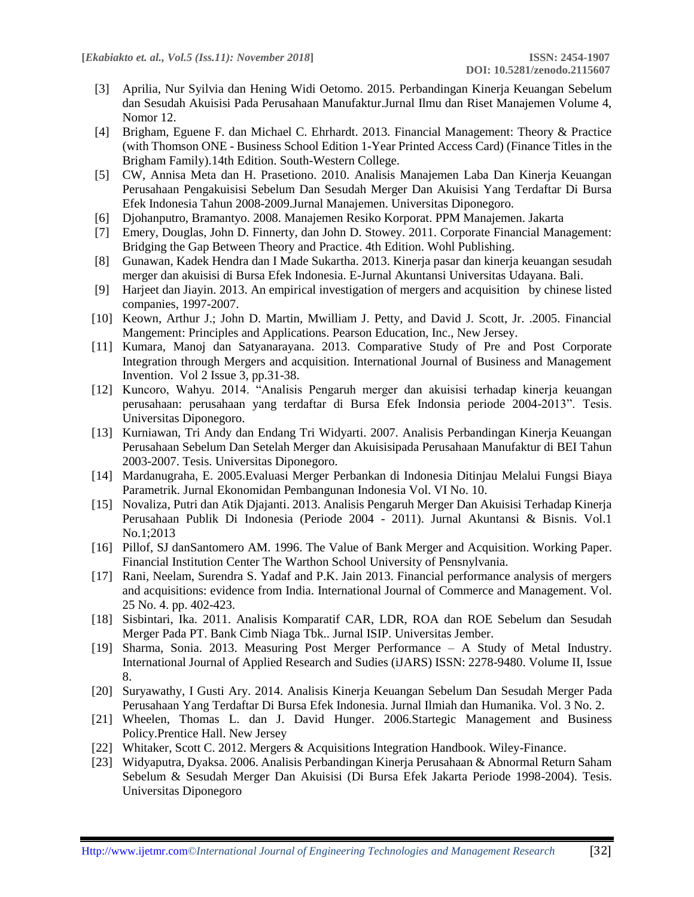[3] Aprilia, Nur Syilvia dan Hening Widi Oetomo. 2015. Perbandingan Kinerja Keuangan Sebelum dan Sesudah Akuisisi Pada Perusahaan Manufaktur.Jurnal Ilmu dan Riset Manajemen Volume 4, Nomor 12.

[4] Brigham, Eguene F. dan Michael C. Ehrhardt. 2013. Financial Management: Theory & Practice (with Thomson ONE - Business School Edition 1-Year Printed Access Card) (Finance Titles in the Brigham Family).14th Edition. South-Western College.

[5] CW, Annisa Meta dan H. Prasetiono. 2010. Analisis Manajemen Laba Dan Kinerja Keuangan Perusahaan Pengakuisisi Sebelum Dan Sesudah Merger Dan Akuisisi Yang Terdaftar Di Bursa Efek Indonesia Tahun 2008-2009.Jurnal Manajemen. Universitas Diponegoro.

[6] Djohanputro, Bramantyo. 2008. Manajemen Resiko Korporat. PPM Manajemen. Jakarta

[7] Emery, Douglas, John D. Finnerty, dan John D. Stowey. 2011. Corporate Financial Management: Bridging the Gap Between Theory and Practice. 4th Edition. Wohl Publishing.

[8] Gunawan, Kadek Hendra dan I Made Sukartha. 2013. Kinerja pasar dan kinerja keuangan sesudah merger dan akuisisi di Bursa Efek Indonesia. E-Jurnal Akuntansi Universitas Udayana. Bali.

[9] Harjeet dan Jiayin. 2013. An empirical investigation of mergers and acquisition by chinese listed companies, 1997-2007.

[10] Keown, Arthur J.; John D. Martin, Mwilliam J. Petty, and David J. Scott, Jr. .2005. Financial Mangement: Principles and Applications. Pearson Education, Inc., New Jersey.

[11] Kumara, Manoj dan Satyanarayana. 2013. Comparative Study of Pre and Post Corporate Integration through Mergers and acquisition. International Journal of Business and Management Invention. Vol 2 Issue 3, pp.31-38.

[12] Kuncoro, Wahyu. 2014. "Analisis Pengaruh merger dan akuisisi terhadap kinerja keuangan perusahaan: perusahaan yang terdaftar di Bursa Efek Indonsia periode 2004-2013". Tesis. Universitas Diponegoro.

[13] Kurniawan, Tri Andy dan Endang Tri Widyarti. 2007. Analisis Perbandingan Kinerja Keuangan Perusahaan Sebelum Dan Setelah Merger dan Akuisisipada Perusahaan Manufaktur di BEI Tahun 2003-2007. Tesis. Universitas Diponegoro.

[14] Mardanugraha, E. 2005.Evaluasi Merger Perbankan di Indonesia Ditinjau Melalui Fungsi Biaya Parametrik. Jurnal Ekonomidan Pembangunan Indonesia Vol. VI No. 10.

[15] Novaliza, Putri dan Atik Djajanti. 2013. Analisis Pengaruh Merger Dan Akuisisi Terhadap Kinerja Perusahaan Publik Di Indonesia (Periode 2004 - 2011). Jurnal Akuntansi & Bisnis. Vol.1 No.1;2013

[16] Pillof, SJ danSantomero AM. 1996. The Value of Bank Merger and Acquisition. Working Paper. Financial Institution Center The Warthon School University of Pensnylvania.

[17] Rani, Neelam, Surendra S. Yadaf and P.K. Jain 2013. Financial performance analysis of mergers and acquisitions: evidence from India. International Journal of Commerce and Management. Vol. 25 No. 4. pp. 402-423.

[18] Sisbintari, Ika. 2011. Analisis Komparatif CAR, LDR, ROA dan ROE Sebelum dan Sesudah Merger Pada PT. Bank Cimb Niaga Tbk.. Jurnal ISIP. Universitas Jember.

[19] Sharma, Sonia. 2013. Measuring Post Merger Performance – A Study of Metal Industry. International Journal of Applied Research and Sudies (iJARS) ISSN: 2278-9480. Volume II, Issue 8.

[20] Suryawathy, I Gusti Ary. 2014. Analisis Kinerja Keuangan Sebelum Dan Sesudah Merger Pada Perusahaan Yang Terdaftar Di Bursa Efek Indonesia. Jurnal Ilmiah dan Humanika. Vol. 3 No. 2.

[21] Wheelen, Thomas L. dan J. David Hunger. 2006.Startegic Management and Business Policy.Prentice Hall. New Jersey

[22] Whitaker, Scott C. 2012. Mergers & Acquisitions Integration Handbook. Wiley-Finance.

[23] Widyaputra, Dyaksa. 2006. Analisis Perbandingan Kinerja Perusahaan & Abnormal Return Saham Sebelum & Sesudah Merger Dan Akuisisi (Di Bursa Efek Jakarta Periode 1998-2004). Tesis. Universitas Diponegoro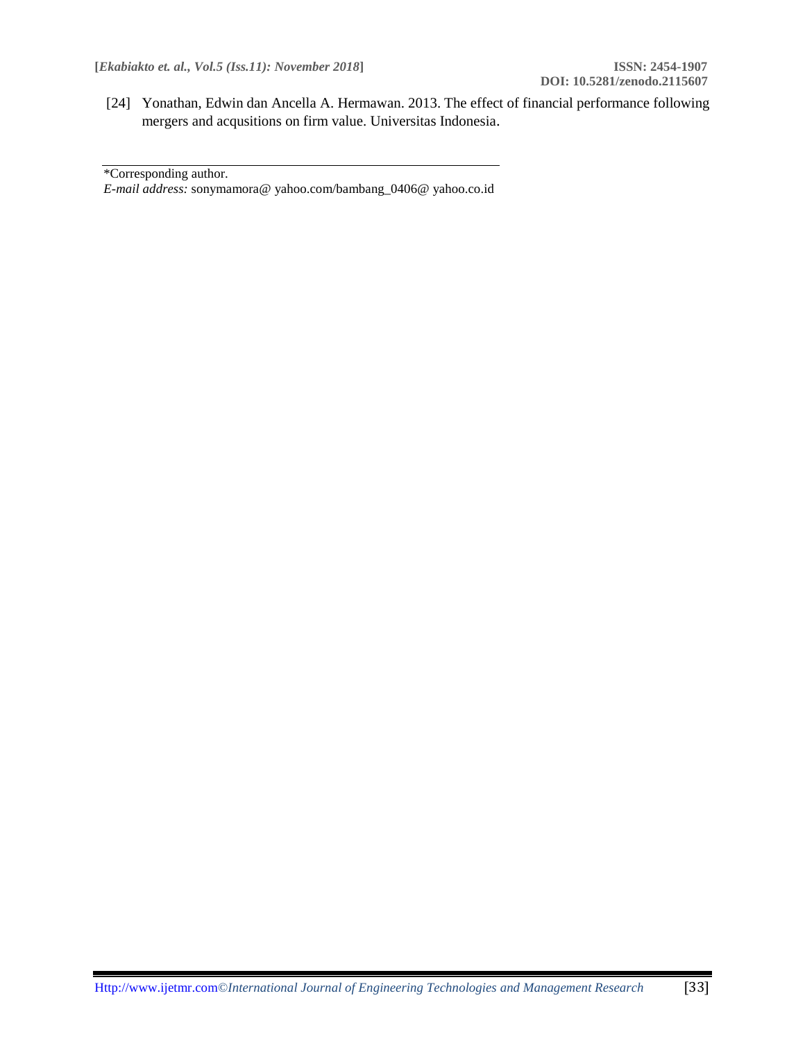[24] Yonathan, Edwin dan Ancella A. Hermawan. 2013. The effect of financial performance following mergers and acqusitions on firm value. Universitas Indonesia.

---

*Corresponding author.

*E-mail address:* sonymamora@ yahoo.com/bambang_0406@ yahoo.co.id